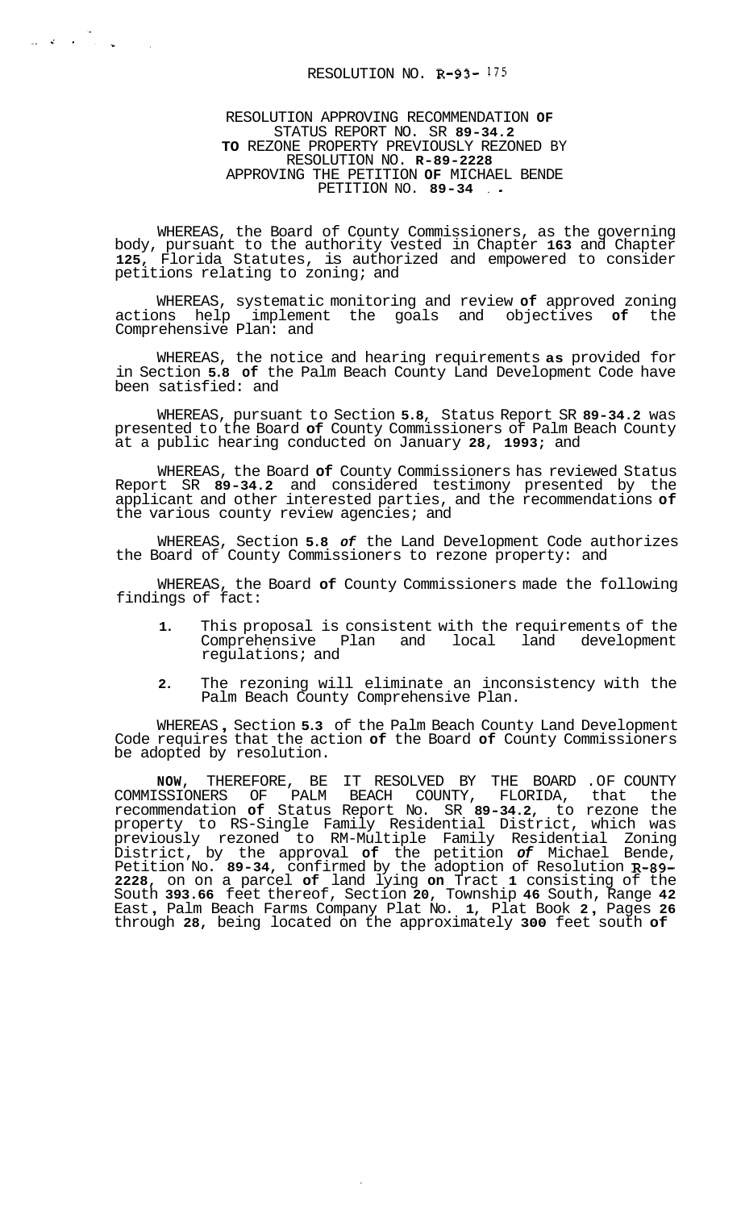RESOLUTION NO. R-93- 175

RESOLUTION APPROVING RECOMMENDATION OF STATUS REPORT NO. SR 89-34.2 TO REZONE PROPERTY PREVIOUSLY REZONED BY RESOLUTION NO. R-89-2228 APPROVING THE PETITION OF MICHAEL BENDE PETITION NO. 89-34

WHEREAS, the Board of County Commissioners, as the governing body, pursuant to the authority vested in Chapter 163 and Chapter 125, Florida Statutes, is authorized and empowered to consider petitions relating to zoning; and

WHEREAS, systematic monitoring and review of approved zoning actions help implement the goals and objectives of the Comprehensive Plan: and

WHEREAS, the notice and hearing requirements as provided for in Section 5.8 of the Palm Beach County Land Development Code have been satisfied: and

WHEREAS, pursuant to Section 5.8, Status Report SR 89-34.2 was presented to the Board of County Commissioners of Palm Beach County at a public hearing conducted on January 28, 1993; and

WHEREAS, the Board of County Commissioners has reviewed Status Report SR 89-34.2 and considered testimony presented by the applicant and other interested parties, and the recommendations of the various county review agencies; and

WHEREAS, Section 5.8 *of* the Land Development Code authorizes the Board of County Commissioners to rezone property: and

WHEREAS, the Board of County Commissioners made the following findings of fact:

1. This proposal is consistent with the requirements of the Comprehensive Plan and local land development regulations; and
2. The rezoning will eliminate an inconsistency with the Palm Beach County Comprehensive Plan.

WHEREAS, Section 5.3 of the Palm Beach County Land Development Code requires that the action of the Board of County Commissioners be adopted by resolution.

**NOW**, THEREFORE, BE IT RESOLVED BY THE BOARD OF COUNTY COMMISSIONERS OF PALM BEACH COUNTY, FLORIDA, that the recommendation of Status Report No. SR 89-34.2, to rezone the property to RS-Single Family Residential District, which was previously rezoned to RM-Multiple Family Residential Zoning District, by the approval of the petition *of* Michael Bende, Petition No. 89-34, confirmed by the adoption of Resolution R-89-2228, on on a parcel of land lying on Tract 1 consisting of the South 393.66 feet thereof, Section 20, Township 46 South, Range 42 East, Palm Beach Farms Company Plat No. 1, Plat Book 2, Pages 26 through 28, being located on the approximately 300 feet south of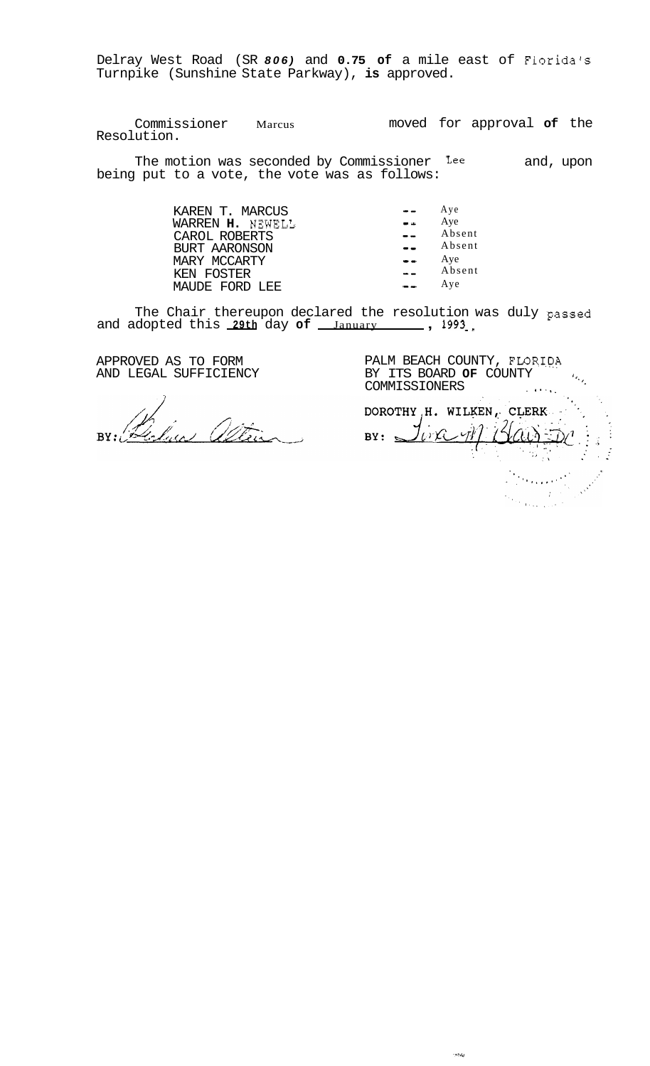Delray West Road (SR *806)* and **0.75 of** a mile east of Florida's Turnpike (Sunshine State Parkway), **is** approved.

Commissioner Marcus moved for approval **of** the Resolution.

The motion was seconded by Commissioner Lee and, upon being put to a vote, the vote was as follows:

| | | |
|---|---|---|
| KAREN T. MARCUS | -- | Aye |
| WARREN **H.** NEWELL | -- | Aye |
| CAROL ROBERTS | -- | Absent |
| BURT AARONSON | -- | Absent |
| MARY MCCARTY | -- | Aye |
| KEN FOSTER | -- | Absent |
| MAUDE FORD LEE | -- | Aye |

The Chair thereupon declared the resolution was duly passed and adopted this **29th** day **of** January , 1993.

APPROVED AS TO FORM
AND LEGAL SUFFICIENCY

BY: *[signature]*

PALM BEACH COUNTY, FLORIDA
BY ITS BOARD **OF** COUNTY
COMMISSIONERS

DOROTHY H. WILKEN, CLERK

BY: *[signature]*